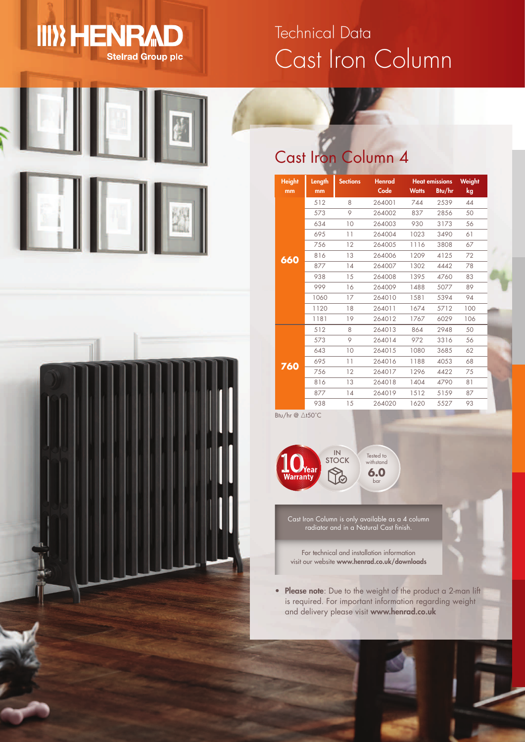# Technical Data Cast Iron Column

Stelrad Group plc

## Cast Iron Column 4

| Height mm | Length mm | Sections | Henrad Code | Heat emissions Watts | Heat emissions Btu/hr | Weight kg |
|---|---|---|---|---|---|---|
| 660 | 512 | 8 | 264001 | 744 | 2539 | 44 |
| | 573 | 9 | 264002 | 837 | 2856 | 50 |
| | 634 | 10 | 264003 | 930 | 3173 | 56 |
| | 695 | 11 | 264004 | 1023 | 3490 | 61 |
| | 756 | 12 | 264005 | 1116 | 3808 | 67 |
| | 816 | 13 | 264006 | 1209 | 4125 | 72 |
| | 877 | 14 | 264007 | 1302 | 4442 | 78 |
| | 938 | 15 | 264008 | 1395 | 4760 | 83 |
| | 999 | 16 | 264009 | 1488 | 5077 | 89 |
| | 1060 | 17 | 264010 | 1581 | 5394 | 94 |
| | 1120 | 18 | 264011 | 1674 | 5712 | 100 |
| | 1181 | 19 | 264012 | 1767 | 6029 | 106 |
| 760 | 512 | 8 | 264013 | 864 | 2948 | 50 |
| | 573 | 9 | 264014 | 972 | 3316 | 56 |
| | 643 | 10 | 264015 | 1080 | 3685 | 62 |
| | 695 | 11 | 264016 | 1188 | 4053 | 68 |
| | 756 | 12 | 264017 | 1296 | 4422 | 75 |
| | 816 | 13 | 264018 | 1404 | 4790 | 81 |
| | 877 | 14 | 264019 | 1512 | 5159 | 87 |
| | 938 | 15 | 264020 | 1620 | 5527 | 93 |

Btu/hr @ $\Delta t50°C$

10 Year Warranty | IN STOCK | Tested to withstand 6.0 bar

Cast Iron Column is only available as a 4 column radiator and in a Natural Cast finish.

For technical and installation information visit our website **www.henrad.co.uk/downloads**

- **Please note**: Due to the weight of the product a 2-man lift is required. For important information regarding weight and delivery please visit **www.henrad.co.uk**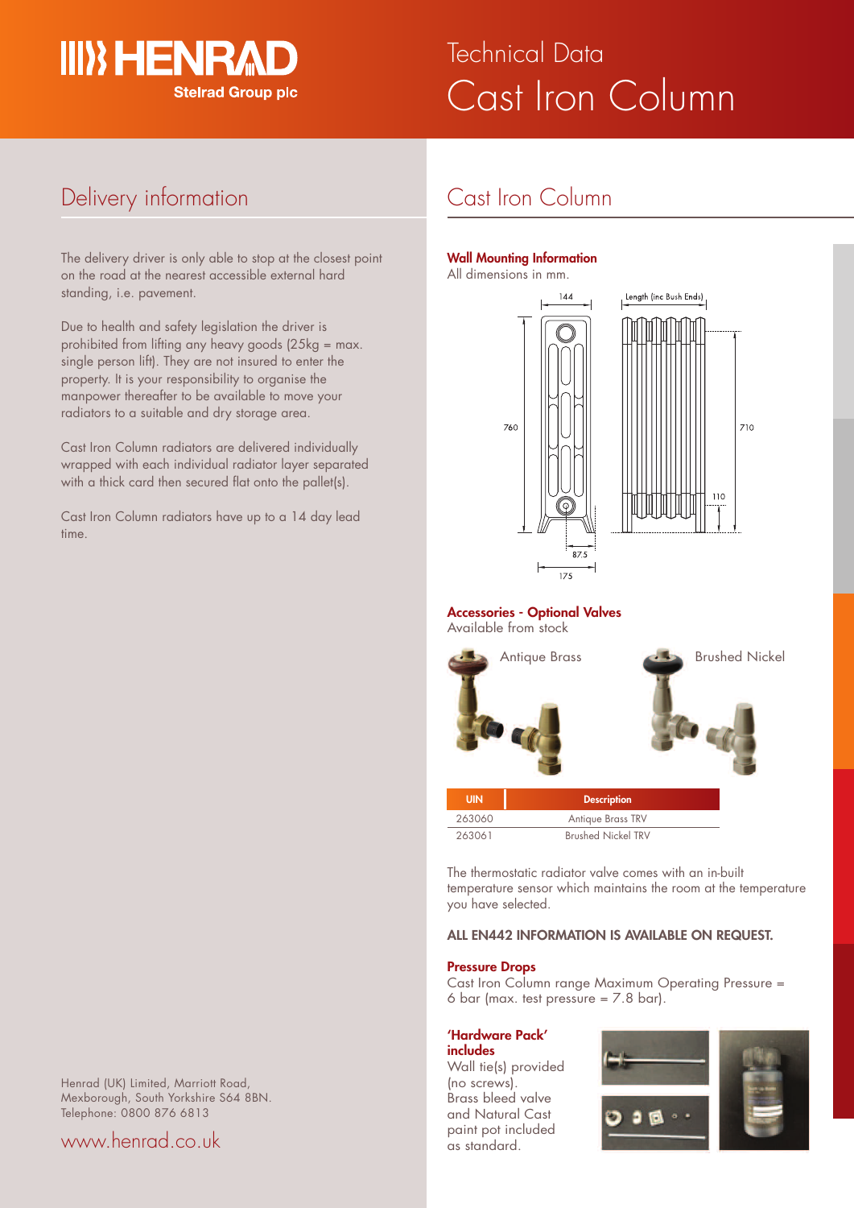# Technical Data
# Cast Iron Column

## Delivery information

The delivery driver is only able to stop at the closest point on the road at the nearest accessible external hard standing, i.e. pavement.

Due to health and safety legislation the driver is prohibited from lifting any heavy goods (25kg = max. single person lift). They are not insured to enter the property. It is your responsibility to organise the manpower thereafter to be available to move your radiators to a suitable and dry storage area.

Cast Iron Column radiators are delivered individually wrapped with each individual radiator layer separated with a thick card then secured flat onto the pallet(s).

Cast Iron Column radiators have up to a 14 day lead time.

## Cast Iron Column

**Wall Mounting Information**
All dimensions in mm.

144
Length (inc Bush Ends)
760
710
110
87.5
175

**Accessories - Optional Valves**
Available from stock

Antique Brass

Brushed Nickel

| UIN | Description |
|---|---|
| 263060 | Antique Brass TRV |
| 263061 | Brushed Nickel TRV |

The thermostatic radiator valve comes with an in-built temperature sensor which maintains the room at the temperature you have selected.

**ALL EN442 INFORMATION IS AVAILABLE ON REQUEST.**

**Pressure Drops**
Cast Iron Column range Maximum Operating Pressure = 6 bar (max. test pressure = 7.8 bar).

**'Hardware Pack' includes**
Wall tie(s) provided (no screws).
Brass bleed valve and Natural Cast paint pot included as standard.

Henrad (UK) Limited, Marriott Road,
Mexborough, South Yorkshire S64 8BN.
Telephone: 0800 876 6813

www.henrad.co.uk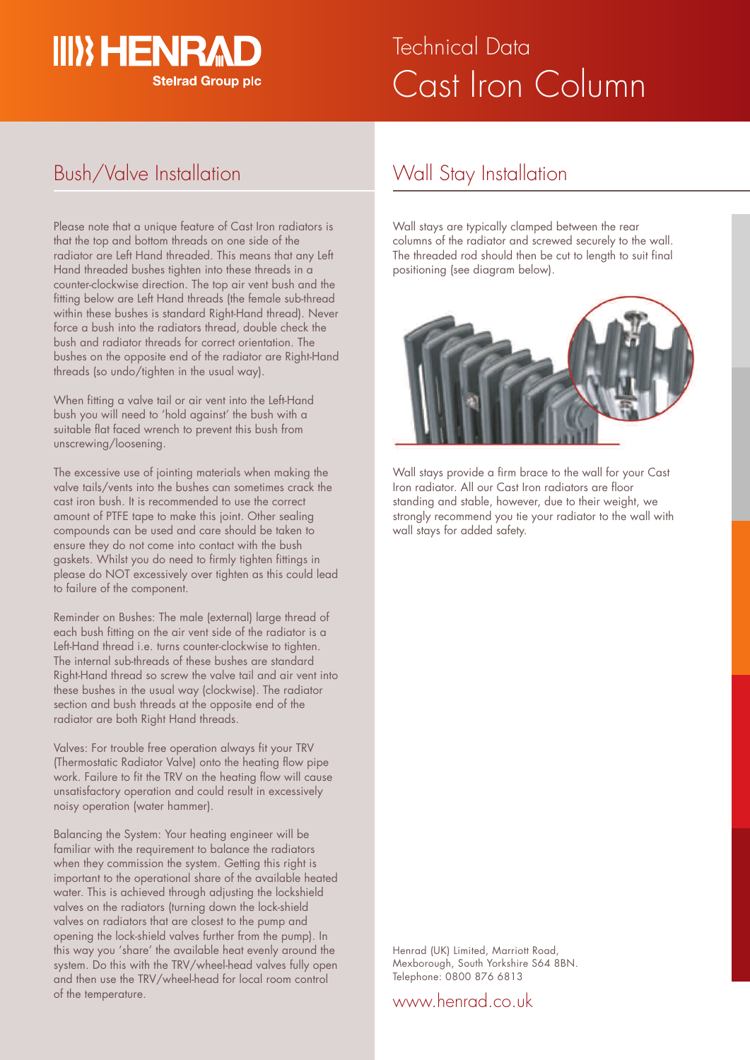# Technical Data
# Cast Iron Column

## Bush/Valve Installation

Please note that a unique feature of Cast Iron radiators is that the top and bottom threads on one side of the radiator are Left Hand threaded. This means that any Left Hand threaded bushes tighten into these threads in a counter-clockwise direction. The top air vent bush and the fitting below are Left Hand threads (the female sub-thread within these bushes is standard Right-Hand thread). Never force a bush into the radiators thread, double check the bush and radiator threads for correct orientation. The bushes on the opposite end of the radiator are Right-Hand threads (so undo/tighten in the usual way).

When fitting a valve tail or air vent into the Left-Hand bush you will need to 'hold against' the bush with a suitable flat faced wrench to prevent this bush from unscrewing/loosening.

The excessive use of jointing materials when making the valve tails/vents into the bushes can sometimes crack the cast iron bush. It is recommended to use the correct amount of PTFE tape to make this joint. Other sealing compounds can be used and care should be taken to ensure they do not come into contact with the bush gaskets. Whilst you do need to firmly tighten fittings in please do NOT excessively over tighten as this could lead to failure of the component.

Reminder on Bushes: The male (external) large thread of each bush fitting on the air vent side of the radiator is a Left-Hand thread i.e. turns counter-clockwise to tighten. The internal sub-threads of these bushes are standard Right-Hand thread so screw the valve tail and air vent into these bushes in the usual way (clockwise). The radiator section and bush threads at the opposite end of the radiator are both Right Hand threads.

Valves: For trouble free operation always fit your TRV (Thermostatic Radiator Valve) onto the heating flow pipe work. Failure to fit the TRV on the heating flow will cause unsatisfactory operation and could result in excessively noisy operation (water hammer).

Balancing the System: Your heating engineer will be familiar with the requirement to balance the radiators when they commission the system. Getting this right is important to the operational share of the available heated water. This is achieved through adjusting the lockshield valves on the radiators (turning down the lock-shield valves on radiators that are closest to the pump and opening the lock-shield valves further from the pump). In this way you 'share' the available heat evenly around the system. Do this with the TRV/wheel-head valves fully open and then use the TRV/wheel-head for local room control of the temperature.

## Wall Stay Installation

Wall stays are typically clamped between the rear columns of the radiator and screwed securely to the wall. The threaded rod should then be cut to length to suit final positioning (see diagram below).

Wall stays provide a firm brace to the wall for your Cast Iron radiator. All our Cast Iron radiators are floor standing and stable, however, due to their weight, we strongly recommend you tie your radiator to the wall with wall stays for added safety.

Henrad (UK) Limited, Marriott Road,
Mexborough, South Yorkshire S64 8BN.
Telephone: 0800 876 6813

www.henrad.co.uk